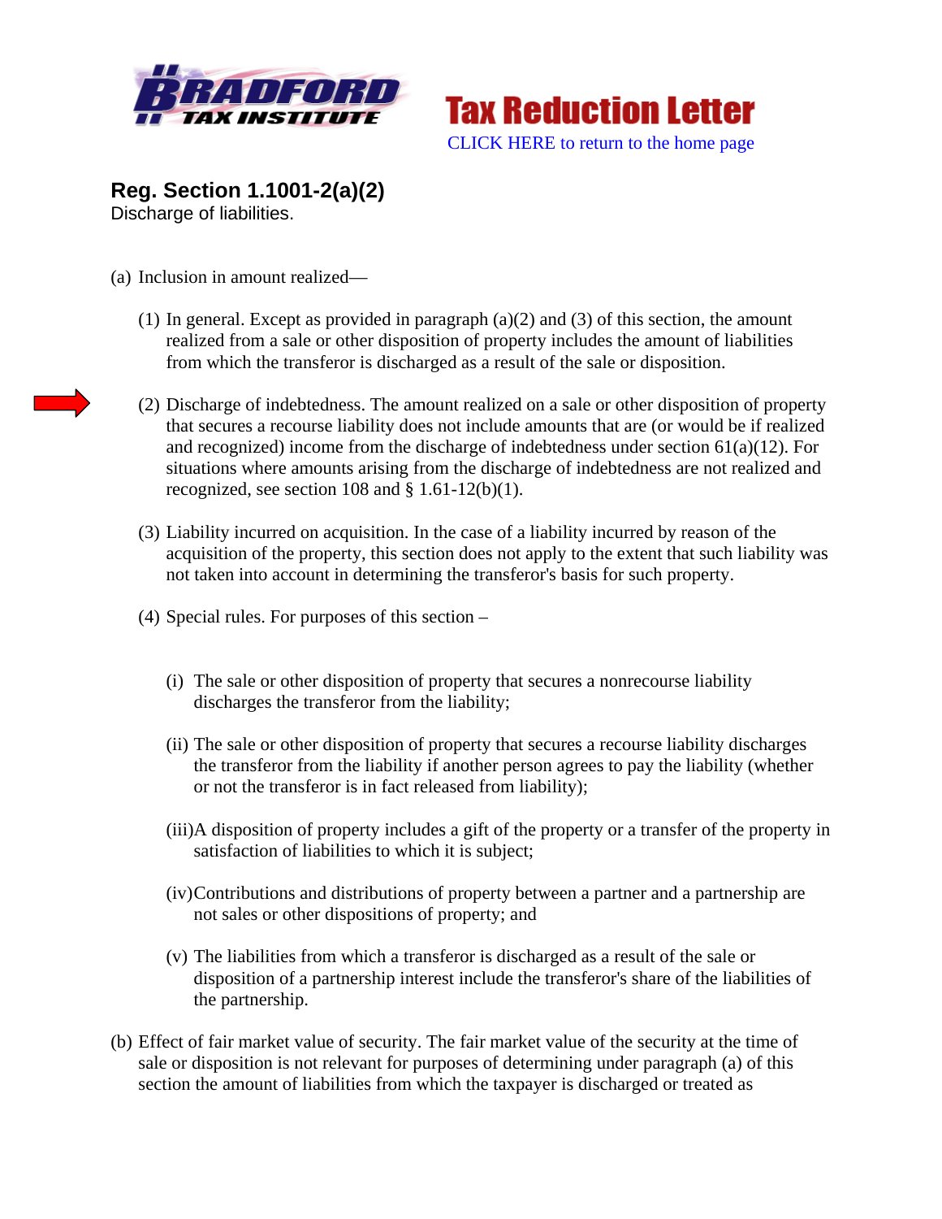Bradford Tax Institute

# Tax Reduction Letter

CLICK HERE to return to the home page

## Reg. Section 1.1001-2(a)(2)

Discharge of liabilities.

(a) Inclusion in amount realized—

(1) In general. Except as provided in paragraph (a)(2) and (3) of this section, the amount realized from a sale or other disposition of property includes the amount of liabilities from which the transferor is discharged as a result of the sale or disposition.

(2) Discharge of indebtedness. The amount realized on a sale or other disposition of property that secures a recourse liability does not include amounts that are (or would be if realized and recognized) income from the discharge of indebtedness under section 61(a)(12). For situations where amounts arising from the discharge of indebtedness are not realized and recognized, see section 108 and § 1.61-12(b)(1).

(3) Liability incurred on acquisition. In the case of a liability incurred by reason of the acquisition of the property, this section does not apply to the extent that such liability was not taken into account in determining the transferor's basis for such property.

(4) Special rules. For purposes of this section –

(i) The sale or other disposition of property that secures a nonrecourse liability discharges the transferor from the liability;

(ii) The sale or other disposition of property that secures a recourse liability discharges the transferor from the liability if another person agrees to pay the liability (whether or not the transferor is in fact released from liability);

(iii) A disposition of property includes a gift of the property or a transfer of the property in satisfaction of liabilities to which it is subject;

(iv) Contributions and distributions of property between a partner and a partnership are not sales or other dispositions of property; and

(v) The liabilities from which a transferor is discharged as a result of the sale or disposition of a partnership interest include the transferor's share of the liabilities of the partnership.

(b) Effect of fair market value of security. The fair market value of the security at the time of sale or disposition is not relevant for purposes of determining under paragraph (a) of this section the amount of liabilities from which the taxpayer is discharged or treated as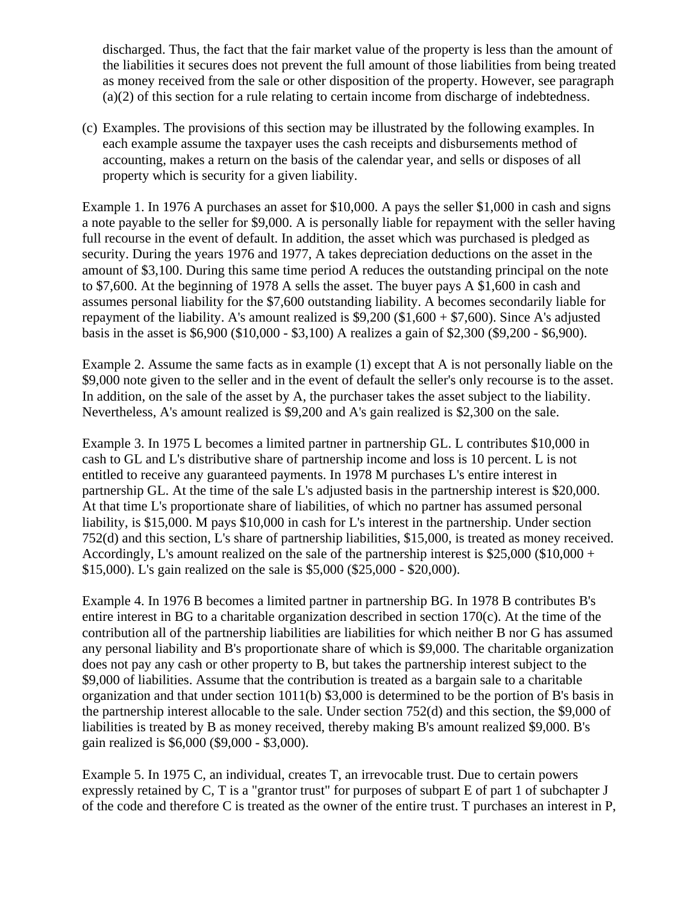discharged. Thus, the fact that the fair market value of the property is less than the amount of the liabilities it secures does not prevent the full amount of those liabilities from being treated as money received from the sale or other disposition of the property. However, see paragraph (a)(2) of this section for a rule relating to certain income from discharge of indebtedness.

(c) Examples. The provisions of this section may be illustrated by the following examples. In each example assume the taxpayer uses the cash receipts and disbursements method of accounting, makes a return on the basis of the calendar year, and sells or disposes of all property which is security for a given liability.

Example 1. In 1976 A purchases an asset for $10,000. A pays the seller $1,000 in cash and signs a note payable to the seller for $9,000. A is personally liable for repayment with the seller having full recourse in the event of default. In addition, the asset which was purchased is pledged as security. During the years 1976 and 1977, A takes depreciation deductions on the asset in the amount of $3,100. During this same time period A reduces the outstanding principal on the note to $7,600. At the beginning of 1978 A sells the asset. The buyer pays A $1,600 in cash and assumes personal liability for the $7,600 outstanding liability. A becomes secondarily liable for repayment of the liability. A's amount realized is $9,200 ($1,600 + $7,600). Since A's adjusted basis in the asset is $6,900 ($10,000 - $3,100) A realizes a gain of $2,300 ($9,200 - $6,900).

Example 2. Assume the same facts as in example (1) except that A is not personally liable on the $9,000 note given to the seller and in the event of default the seller's only recourse is to the asset. In addition, on the sale of the asset by A, the purchaser takes the asset subject to the liability. Nevertheless, A's amount realized is $9,200 and A's gain realized is $2,300 on the sale.

Example 3. In 1975 L becomes a limited partner in partnership GL. L contributes $10,000 in cash to GL and L's distributive share of partnership income and loss is 10 percent. L is not entitled to receive any guaranteed payments. In 1978 M purchases L's entire interest in partnership GL. At the time of the sale L's adjusted basis in the partnership interest is $20,000. At that time L's proportionate share of liabilities, of which no partner has assumed personal liability, is $15,000. M pays $10,000 in cash for L's interest in the partnership. Under section 752(d) and this section, L's share of partnership liabilities, $15,000, is treated as money received. Accordingly, L's amount realized on the sale of the partnership interest is $25,000 ($10,000 + $15,000). L's gain realized on the sale is $5,000 ($25,000 - $20,000).

Example 4. In 1976 B becomes a limited partner in partnership BG. In 1978 B contributes B's entire interest in BG to a charitable organization described in section 170(c). At the time of the contribution all of the partnership liabilities are liabilities for which neither B nor G has assumed any personal liability and B's proportionate share of which is $9,000. The charitable organization does not pay any cash or other property to B, but takes the partnership interest subject to the $9,000 of liabilities. Assume that the contribution is treated as a bargain sale to a charitable organization and that under section 1011(b) $3,000 is determined to be the portion of B's basis in the partnership interest allocable to the sale. Under section 752(d) and this section, the $9,000 of liabilities is treated by B as money received, thereby making B's amount realized $9,000. B's gain realized is $6,000 ($9,000 - $3,000).

Example 5. In 1975 C, an individual, creates T, an irrevocable trust. Due to certain powers expressly retained by C, T is a "grantor trust" for purposes of subpart E of part 1 of subchapter J of the code and therefore C is treated as the owner of the entire trust. T purchases an interest in P,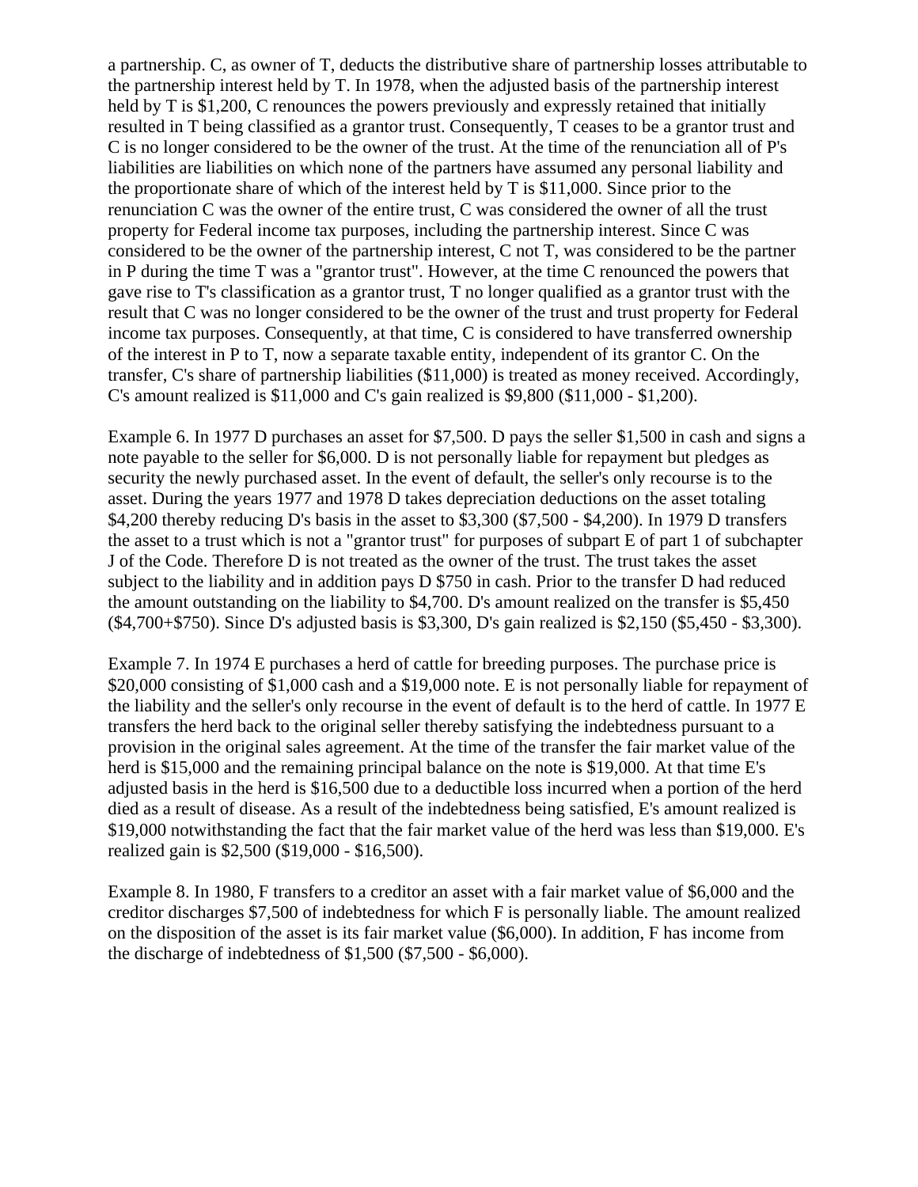a partnership. C, as owner of T, deducts the distributive share of partnership losses attributable to the partnership interest held by T. In 1978, when the adjusted basis of the partnership interest held by T is $1,200, C renounces the powers previously and expressly retained that initially resulted in T being classified as a grantor trust. Consequently, T ceases to be a grantor trust and C is no longer considered to be the owner of the trust. At the time of the renunciation all of P's liabilities are liabilities on which none of the partners have assumed any personal liability and the proportionate share of which of the interest held by T is $11,000. Since prior to the renunciation C was the owner of the entire trust, C was considered the owner of all the trust property for Federal income tax purposes, including the partnership interest. Since C was considered to be the owner of the partnership interest, C not T, was considered to be the partner in P during the time T was a "grantor trust". However, at the time C renounced the powers that gave rise to T's classification as a grantor trust, T no longer qualified as a grantor trust with the result that C was no longer considered to be the owner of the trust and trust property for Federal income tax purposes. Consequently, at that time, C is considered to have transferred ownership of the interest in P to T, now a separate taxable entity, independent of its grantor C. On the transfer, C's share of partnership liabilities ($11,000) is treated as money received. Accordingly, C's amount realized is $11,000 and C's gain realized is $9,800 ($11,000 - $1,200).

Example 6. In 1977 D purchases an asset for $7,500. D pays the seller $1,500 in cash and signs a note payable to the seller for $6,000. D is not personally liable for repayment but pledges as security the newly purchased asset. In the event of default, the seller's only recourse is to the asset. During the years 1977 and 1978 D takes depreciation deductions on the asset totaling $4,200 thereby reducing D's basis in the asset to $3,300 ($7,500 - $4,200). In 1979 D transfers the asset to a trust which is not a "grantor trust" for purposes of subpart E of part 1 of subchapter J of the Code. Therefore D is not treated as the owner of the trust. The trust takes the asset subject to the liability and in addition pays D $750 in cash. Prior to the transfer D had reduced the amount outstanding on the liability to $4,700. D's amount realized on the transfer is $5,450 ($4,700+$750). Since D's adjusted basis is $3,300, D's gain realized is $2,150 ($5,450 - $3,300).

Example 7. In 1974 E purchases a herd of cattle for breeding purposes. The purchase price is $20,000 consisting of $1,000 cash and a $19,000 note. E is not personally liable for repayment of the liability and the seller's only recourse in the event of default is to the herd of cattle. In 1977 E transfers the herd back to the original seller thereby satisfying the indebtedness pursuant to a provision in the original sales agreement. At the time of the transfer the fair market value of the herd is $15,000 and the remaining principal balance on the note is $19,000. At that time E's adjusted basis in the herd is $16,500 due to a deductible loss incurred when a portion of the herd died as a result of disease. As a result of the indebtedness being satisfied, E's amount realized is $19,000 notwithstanding the fact that the fair market value of the herd was less than $19,000. E's realized gain is $2,500 ($19,000 - $16,500).

Example 8. In 1980, F transfers to a creditor an asset with a fair market value of $6,000 and the creditor discharges $7,500 of indebtedness for which F is personally liable. The amount realized on the disposition of the asset is its fair market value ($6,000). In addition, F has income from the discharge of indebtedness of $1,500 ($7,500 - $6,000).